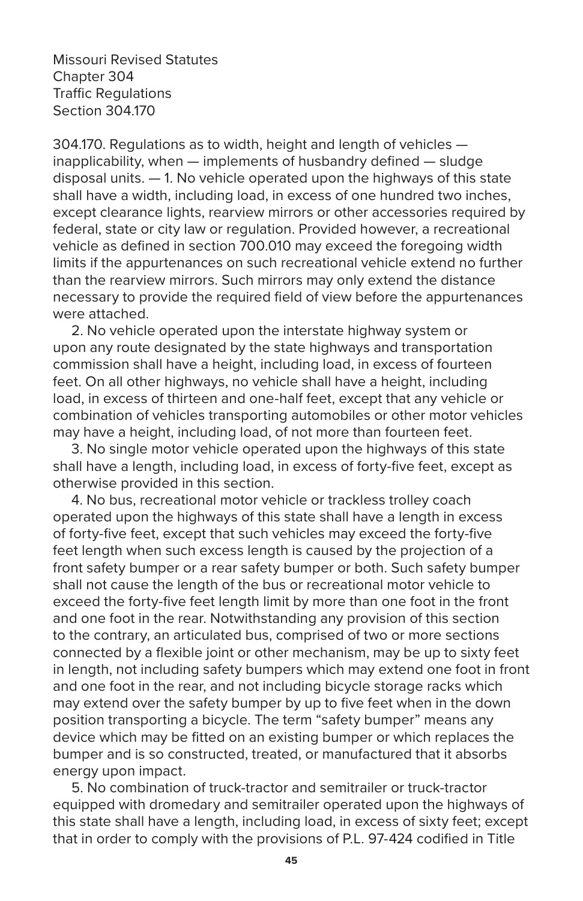Missouri Revised Statutes
Chapter 304
Traffic Regulations
Section 304.170

304.170. Regulations as to width, height and length of vehicles — inapplicability, when — implements of husbandry defined — sludge disposal units. — 1. No vehicle operated upon the highways of this state shall have a width, including load, in excess of one hundred two inches, except clearance lights, rearview mirrors or other accessories required by federal, state or city law or regulation. Provided however, a recreational vehicle as defined in section 700.010 may exceed the foregoing width limits if the appurtenances on such recreational vehicle extend no further than the rearview mirrors. Such mirrors may only extend the distance necessary to provide the required field of view before the appurtenances were attached.

2. No vehicle operated upon the interstate highway system or upon any route designated by the state highways and transportation commission shall have a height, including load, in excess of fourteen feet. On all other highways, no vehicle shall have a height, including load, in excess of thirteen and one-half feet, except that any vehicle or combination of vehicles transporting automobiles or other motor vehicles may have a height, including load, of not more than fourteen feet.

3. No single motor vehicle operated upon the highways of this state shall have a length, including load, in excess of forty-five feet, except as otherwise provided in this section.

4. No bus, recreational motor vehicle or trackless trolley coach operated upon the highways of this state shall have a length in excess of forty-five feet, except that such vehicles may exceed the forty-five feet length when such excess length is caused by the projection of a front safety bumper or a rear safety bumper or both. Such safety bumper shall not cause the length of the bus or recreational motor vehicle to exceed the forty-five feet length limit by more than one foot in the front and one foot in the rear. Notwithstanding any provision of this section to the contrary, an articulated bus, comprised of two or more sections connected by a flexible joint or other mechanism, may be up to sixty feet in length, not including safety bumpers which may extend one foot in front and one foot in the rear, and not including bicycle storage racks which may extend over the safety bumper by up to five feet when in the down position transporting a bicycle. The term "safety bumper" means any device which may be fitted on an existing bumper or which replaces the bumper and is so constructed, treated, or manufactured that it absorbs energy upon impact.

5. No combination of truck-tractor and semitrailer or truck-tractor equipped with dromedary and semitrailer operated upon the highways of this state shall have a length, including load, in excess of sixty feet; except that in order to comply with the provisions of P.L. 97-424 codified in Title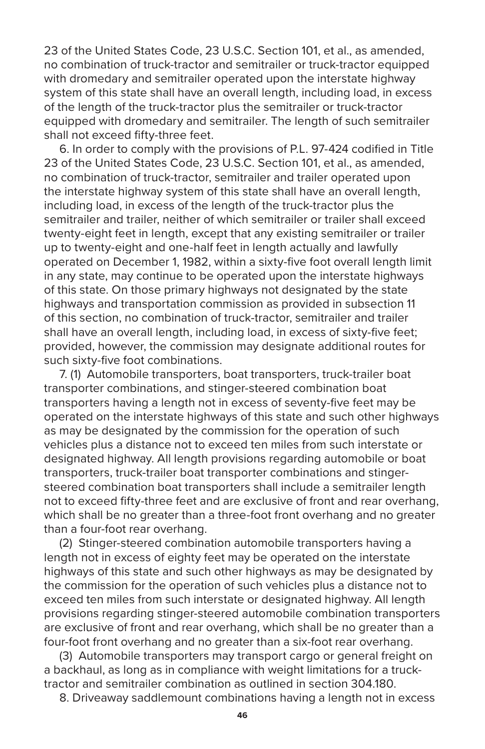23 of the United States Code, 23 U.S.C. Section 101, et al., as amended, no combination of truck-tractor and semitrailer or truck-tractor equipped with dromedary and semitrailer operated upon the interstate highway system of this state shall have an overall length, including load, in excess of the length of the truck-tractor plus the semitrailer or truck-tractor equipped with dromedary and semitrailer. The length of such semitrailer shall not exceed fifty-three feet.

6. In order to comply with the provisions of P.L. 97-424 codified in Title 23 of the United States Code, 23 U.S.C. Section 101, et al., as amended, no combination of truck-tractor, semitrailer and trailer operated upon the interstate highway system of this state shall have an overall length, including load, in excess of the length of the truck-tractor plus the semitrailer and trailer, neither of which semitrailer or trailer shall exceed twenty-eight feet in length, except that any existing semitrailer or trailer up to twenty-eight and one-half feet in length actually and lawfully operated on December 1, 1982, within a sixty-five foot overall length limit in any state, may continue to be operated upon the interstate highways of this state. On those primary highways not designated by the state highways and transportation commission as provided in subsection 11 of this section, no combination of truck-tractor, semitrailer and trailer shall have an overall length, including load, in excess of sixty-five feet; provided, however, the commission may designate additional routes for such sixty-five foot combinations.

7. (1) Automobile transporters, boat transporters, truck-trailer boat transporter combinations, and stinger-steered combination boat transporters having a length not in excess of seventy-five feet may be operated on the interstate highways of this state and such other highways as may be designated by the commission for the operation of such vehicles plus a distance not to exceed ten miles from such interstate or designated highway. All length provisions regarding automobile or boat transporters, truck-trailer boat transporter combinations and stinger-steered combination boat transporters shall include a semitrailer length not to exceed fifty-three feet and are exclusive of front and rear overhang, which shall be no greater than a three-foot front overhang and no greater than a four-foot rear overhang.

(2) Stinger-steered combination automobile transporters having a length not in excess of eighty feet may be operated on the interstate highways of this state and such other highways as may be designated by the commission for the operation of such vehicles plus a distance not to exceed ten miles from such interstate or designated highway. All length provisions regarding stinger-steered automobile combination transporters are exclusive of front and rear overhang, which shall be no greater than a four-foot front overhang and no greater than a six-foot rear overhang.

(3) Automobile transporters may transport cargo or general freight on a backhaul, as long as in compliance with weight limitations for a truck-tractor and semitrailer combination as outlined in section 304.180.

8. Driveaway saddlemount combinations having a length not in excess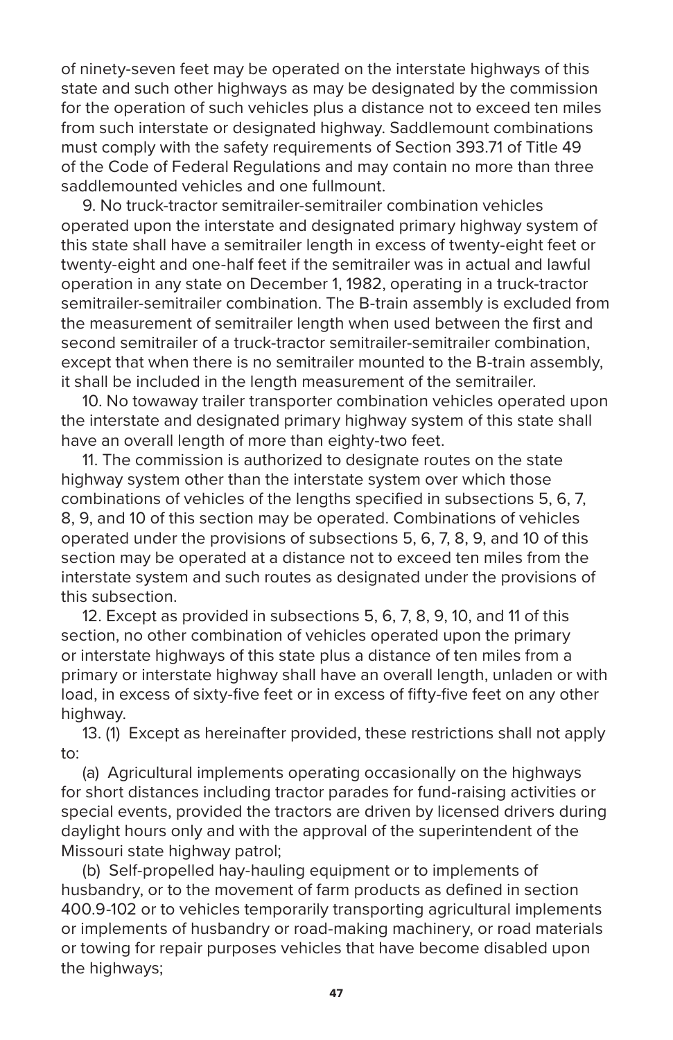of ninety-seven feet may be operated on the interstate highways of this state and such other highways as may be designated by the commission for the operation of such vehicles plus a distance not to exceed ten miles from such interstate or designated highway. Saddlemount combinations must comply with the safety requirements of Section 393.71 of Title 49 of the Code of Federal Regulations and may contain no more than three saddlemounted vehicles and one fullmount.

9. No truck-tractor semitrailer-semitrailer combination vehicles operated upon the interstate and designated primary highway system of this state shall have a semitrailer length in excess of twenty-eight feet or twenty-eight and one-half feet if the semitrailer was in actual and lawful operation in any state on December 1, 1982, operating in a truck-tractor semitrailer-semitrailer combination. The B-train assembly is excluded from the measurement of semitrailer length when used between the first and second semitrailer of a truck-tractor semitrailer-semitrailer combination, except that when there is no semitrailer mounted to the B-train assembly, it shall be included in the length measurement of the semitrailer.

10. No towaway trailer transporter combination vehicles operated upon the interstate and designated primary highway system of this state shall have an overall length of more than eighty-two feet.

11. The commission is authorized to designate routes on the state highway system other than the interstate system over which those combinations of vehicles of the lengths specified in subsections 5, 6, 7, 8, 9, and 10 of this section may be operated. Combinations of vehicles operated under the provisions of subsections 5, 6, 7, 8, 9, and 10 of this section may be operated at a distance not to exceed ten miles from the interstate system and such routes as designated under the provisions of this subsection.

12. Except as provided in subsections 5, 6, 7, 8, 9, 10, and 11 of this section, no other combination of vehicles operated upon the primary or interstate highways of this state plus a distance of ten miles from a primary or interstate highway shall have an overall length, unladen or with load, in excess of sixty-five feet or in excess of fifty-five feet on any other highway.

13. (1) Except as hereinafter provided, these restrictions shall not apply to:

(a) Agricultural implements operating occasionally on the highways for short distances including tractor parades for fund-raising activities or special events, provided the tractors are driven by licensed drivers during daylight hours only and with the approval of the superintendent of the Missouri state highway patrol;

(b) Self-propelled hay-hauling equipment or to implements of husbandry, or to the movement of farm products as defined in section 400.9-102 or to vehicles temporarily transporting agricultural implements or implements of husbandry or road-making machinery, or road materials or towing for repair purposes vehicles that have become disabled upon the highways;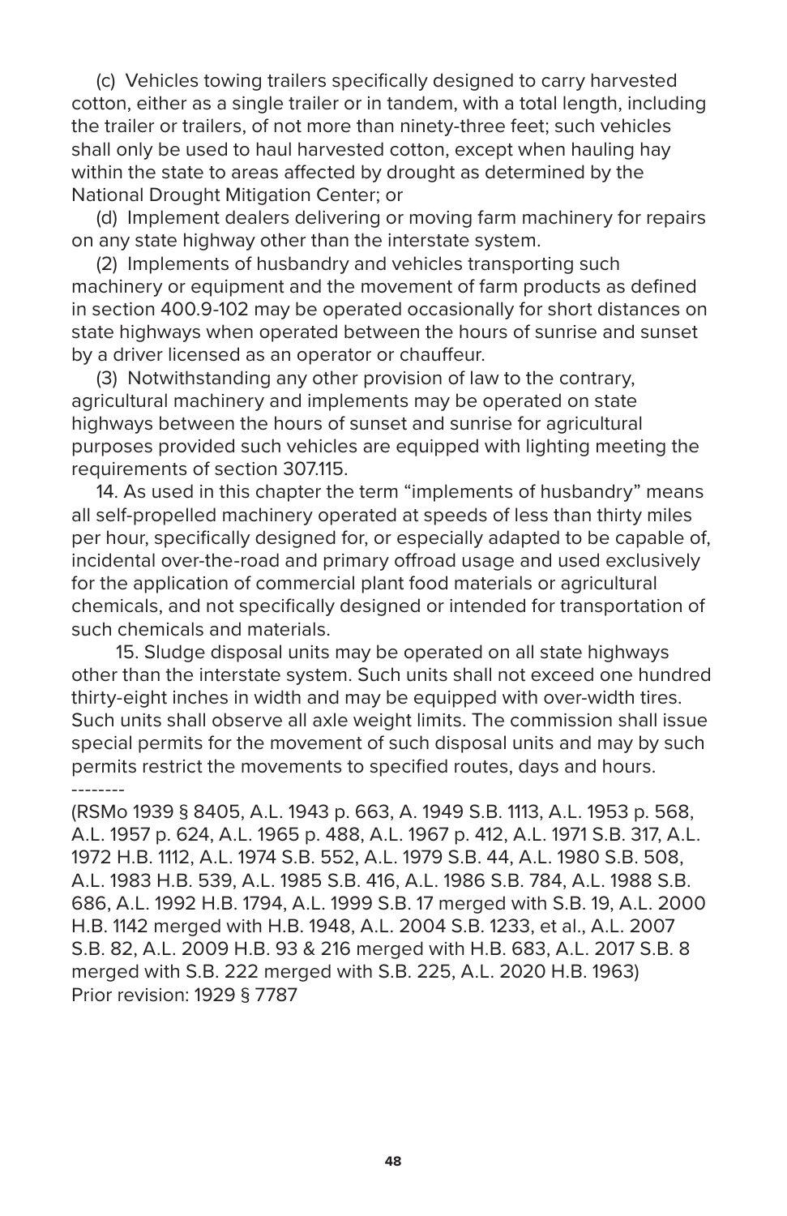(c) Vehicles towing trailers specifically designed to carry harvested cotton, either as a single trailer or in tandem, with a total length, including the trailer or trailers, of not more than ninety-three feet; such vehicles shall only be used to haul harvested cotton, except when hauling hay within the state to areas affected by drought as determined by the National Drought Mitigation Center; or

(d) Implement dealers delivering or moving farm machinery for repairs on any state highway other than the interstate system.

(2) Implements of husbandry and vehicles transporting such machinery or equipment and the movement of farm products as defined in section 400.9-102 may be operated occasionally for short distances on state highways when operated between the hours of sunrise and sunset by a driver licensed as an operator or chauffeur.

(3) Notwithstanding any other provision of law to the contrary, agricultural machinery and implements may be operated on state highways between the hours of sunset and sunrise for agricultural purposes provided such vehicles are equipped with lighting meeting the requirements of section 307.115.

14. As used in this chapter the term "implements of husbandry" means all self-propelled machinery operated at speeds of less than thirty miles per hour, specifically designed for, or especially adapted to be capable of, incidental over-the-road and primary offroad usage and used exclusively for the application of commercial plant food materials or agricultural chemicals, and not specifically designed or intended for transportation of such chemicals and materials.

15. Sludge disposal units may be operated on all state highways other than the interstate system. Such units shall not exceed one hundred thirty-eight inches in width and may be equipped with over-width tires. Such units shall observe all axle weight limits. The commission shall issue special permits for the movement of such disposal units and may by such permits restrict the movements to specified routes, days and hours.

--------

(RSMo 1939 § 8405, A.L. 1943 p. 663, A. 1949 S.B. 1113, A.L. 1953 p. 568, A.L. 1957 p. 624, A.L. 1965 p. 488, A.L. 1967 p. 412, A.L. 1971 S.B. 317, A.L. 1972 H.B. 1112, A.L. 1974 S.B. 552, A.L. 1979 S.B. 44, A.L. 1980 S.B. 508, A.L. 1983 H.B. 539, A.L. 1985 S.B. 416, A.L. 1986 S.B. 784, A.L. 1988 S.B. 686, A.L. 1992 H.B. 1794, A.L. 1999 S.B. 17 merged with S.B. 19, A.L. 2000 H.B. 1142 merged with H.B. 1948, A.L. 2004 S.B. 1233, et al., A.L. 2007 S.B. 82, A.L. 2009 H.B. 93 & 216 merged with H.B. 683, A.L. 2017 S.B. 8 merged with S.B. 222 merged with S.B. 225, A.L. 2020 H.B. 1963)

Prior revision: 1929 § 7787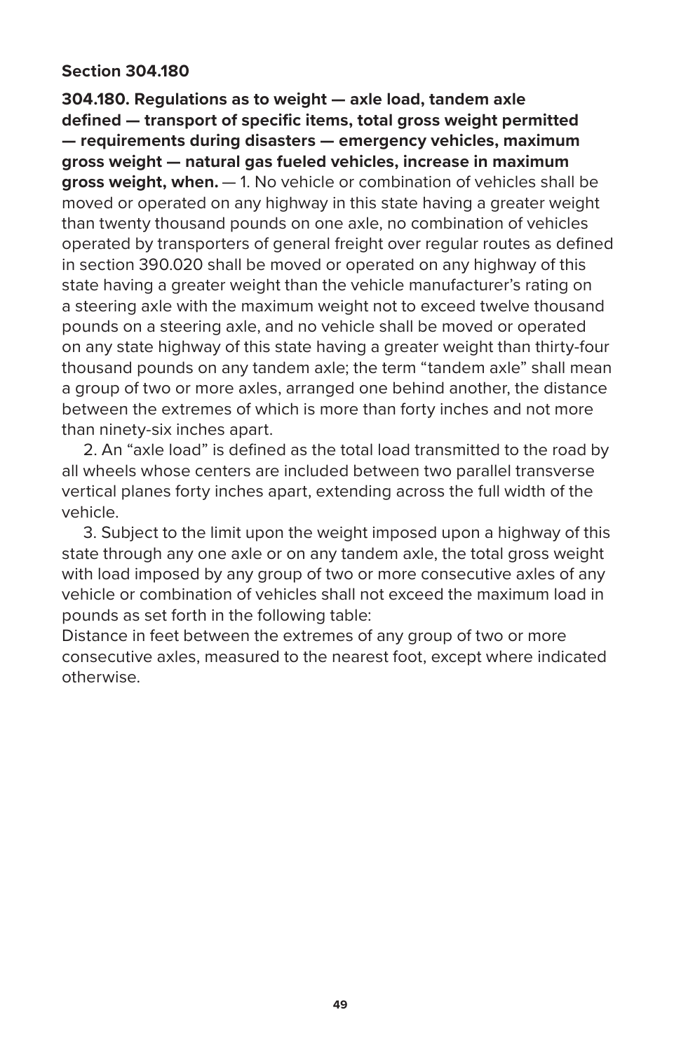## Section 304.180

**304.180. Regulations as to weight — axle load, tandem axle defined — transport of specific items, total gross weight permitted — requirements during disasters — emergency vehicles, maximum gross weight — natural gas fueled vehicles, increase in maximum gross weight, when.** — 1. No vehicle or combination of vehicles shall be moved or operated on any highway in this state having a greater weight than twenty thousand pounds on one axle, no combination of vehicles operated by transporters of general freight over regular routes as defined in section 390.020 shall be moved or operated on any highway of this state having a greater weight than the vehicle manufacturer's rating on a steering axle with the maximum weight not to exceed twelve thousand pounds on a steering axle, and no vehicle shall be moved or operated on any state highway of this state having a greater weight than thirty-four thousand pounds on any tandem axle; the term "tandem axle" shall mean a group of two or more axles, arranged one behind another, the distance between the extremes of which is more than forty inches and not more than ninety-six inches apart.

2. An "axle load" is defined as the total load transmitted to the road by all wheels whose centers are included between two parallel transverse vertical planes forty inches apart, extending across the full width of the vehicle.

3. Subject to the limit upon the weight imposed upon a highway of this state through any one axle or on any tandem axle, the total gross weight with load imposed by any group of two or more consecutive axles of any vehicle or combination of vehicles shall not exceed the maximum load in pounds as set forth in the following table:

Distance in feet between the extremes of any group of two or more consecutive axles, measured to the nearest foot, except where indicated otherwise.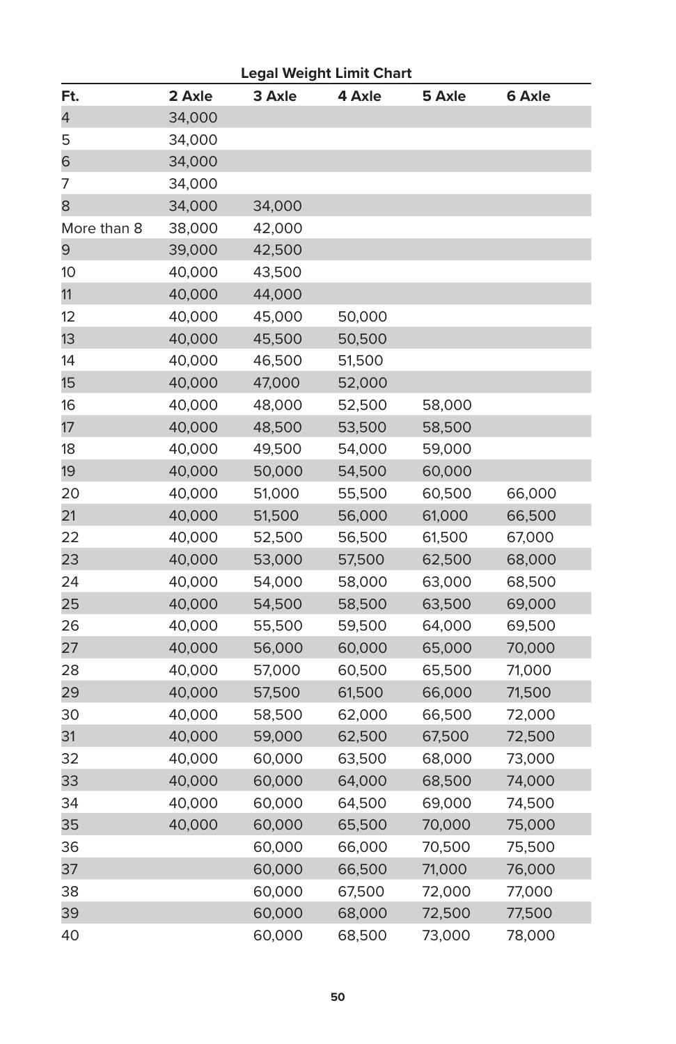**Legal Weight Limit Chart**

| Ft. | 2 Axle | 3 Axle | 4 Axle | 5 Axle | 6 Axle |
|---|---|---|---|---|---|
| 4 | 34,000 | | | | |
| 5 | 34,000 | | | | |
| 6 | 34,000 | | | | |
| 7 | 34,000 | | | | |
| 8 | 34,000 | 34,000 | | | |
| More than 8 | 38,000 | 42,000 | | | |
| 9 | 39,000 | 42,500 | | | |
| 10 | 40,000 | 43,500 | | | |
| 11 | 40,000 | 44,000 | | | |
| 12 | 40,000 | 45,000 | 50,000 | | |
| 13 | 40,000 | 45,500 | 50,500 | | |
| 14 | 40,000 | 46,500 | 51,500 | | |
| 15 | 40,000 | 47,000 | 52,000 | | |
| 16 | 40,000 | 48,000 | 52,500 | 58,000 | |
| 17 | 40,000 | 48,500 | 53,500 | 58,500 | |
| 18 | 40,000 | 49,500 | 54,000 | 59,000 | |
| 19 | 40,000 | 50,000 | 54,500 | 60,000 | |
| 20 | 40,000 | 51,000 | 55,500 | 60,500 | 66,000 |
| 21 | 40,000 | 51,500 | 56,000 | 61,000 | 66,500 |
| 22 | 40,000 | 52,500 | 56,500 | 61,500 | 67,000 |
| 23 | 40,000 | 53,000 | 57,500 | 62,500 | 68,000 |
| 24 | 40,000 | 54,000 | 58,000 | 63,000 | 68,500 |
| 25 | 40,000 | 54,500 | 58,500 | 63,500 | 69,000 |
| 26 | 40,000 | 55,500 | 59,500 | 64,000 | 69,500 |
| 27 | 40,000 | 56,000 | 60,000 | 65,000 | 70,000 |
| 28 | 40,000 | 57,000 | 60,500 | 65,500 | 71,000 |
| 29 | 40,000 | 57,500 | 61,500 | 66,000 | 71,500 |
| 30 | 40,000 | 58,500 | 62,000 | 66,500 | 72,000 |
| 31 | 40,000 | 59,000 | 62,500 | 67,500 | 72,500 |
| 32 | 40,000 | 60,000 | 63,500 | 68,000 | 73,000 |
| 33 | 40,000 | 60,000 | 64,000 | 68,500 | 74,000 |
| 34 | 40,000 | 60,000 | 64,500 | 69,000 | 74,500 |
| 35 | 40,000 | 60,000 | 65,500 | 70,000 | 75,000 |
| 36 | | 60,000 | 66,000 | 70,500 | 75,500 |
| 37 | | 60,000 | 66,500 | 71,000 | 76,000 |
| 38 | | 60,000 | 67,500 | 72,000 | 77,000 |
| 39 | | 60,000 | 68,000 | 72,500 | 77,500 |
| 40 | | 60,000 | 68,500 | 73,000 | 78,000 |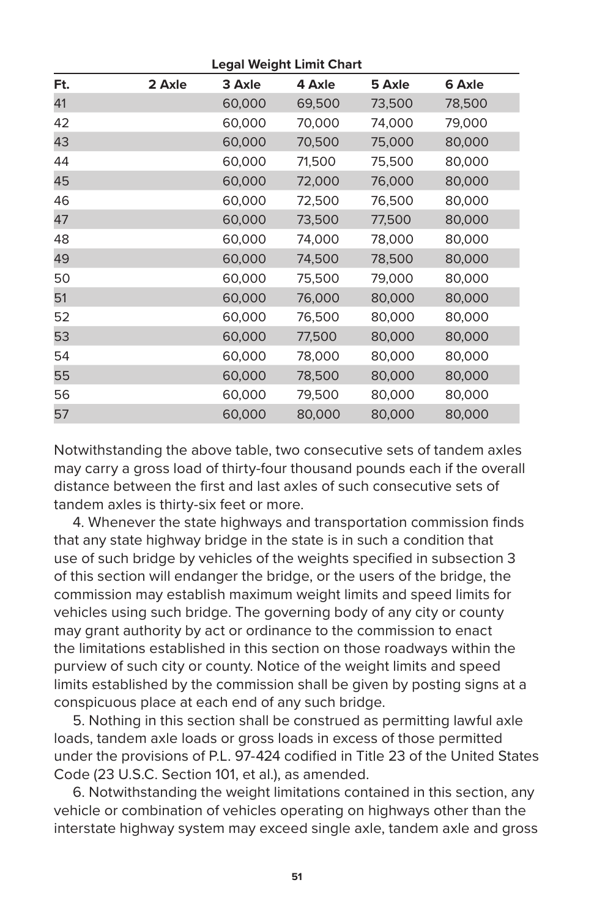**Legal Weight Limit Chart**

| Ft. | 2 Axle | 3 Axle | 4 Axle | 5 Axle | 6 Axle |
|---|---|---|---|---|---|
| 41 | | 60,000 | 69,500 | 73,500 | 78,500 |
| 42 | | 60,000 | 70,000 | 74,000 | 79,000 |
| 43 | | 60,000 | 70,500 | 75,000 | 80,000 |
| 44 | | 60,000 | 71,500 | 75,500 | 80,000 |
| 45 | | 60,000 | 72,000 | 76,000 | 80,000 |
| 46 | | 60,000 | 72,500 | 76,500 | 80,000 |
| 47 | | 60,000 | 73,500 | 77,500 | 80,000 |
| 48 | | 60,000 | 74,000 | 78,000 | 80,000 |
| 49 | | 60,000 | 74,500 | 78,500 | 80,000 |
| 50 | | 60,000 | 75,500 | 79,000 | 80,000 |
| 51 | | 60,000 | 76,000 | 80,000 | 80,000 |
| 52 | | 60,000 | 76,500 | 80,000 | 80,000 |
| 53 | | 60,000 | 77,500 | 80,000 | 80,000 |
| 54 | | 60,000 | 78,000 | 80,000 | 80,000 |
| 55 | | 60,000 | 78,500 | 80,000 | 80,000 |
| 56 | | 60,000 | 79,500 | 80,000 | 80,000 |
| 57 | | 60,000 | 80,000 | 80,000 | 80,000 |

Notwithstanding the above table, two consecutive sets of tandem axles may carry a gross load of thirty-four thousand pounds each if the overall distance between the first and last axles of such consecutive sets of tandem axles is thirty-six feet or more.

4. Whenever the state highways and transportation commission finds that any state highway bridge in the state is in such a condition that use of such bridge by vehicles of the weights specified in subsection 3 of this section will endanger the bridge, or the users of the bridge, the commission may establish maximum weight limits and speed limits for vehicles using such bridge. The governing body of any city or county may grant authority by act or ordinance to the commission to enact the limitations established in this section on those roadways within the purview of such city or county. Notice of the weight limits and speed limits established by the commission shall be given by posting signs at a conspicuous place at each end of any such bridge.

5. Nothing in this section shall be construed as permitting lawful axle loads, tandem axle loads or gross loads in excess of those permitted under the provisions of P.L. 97-424 codified in Title 23 of the United States Code (23 U.S.C. Section 101, et al.), as amended.

6. Notwithstanding the weight limitations contained in this section, any vehicle or combination of vehicles operating on highways other than the interstate highway system may exceed single axle, tandem axle and gross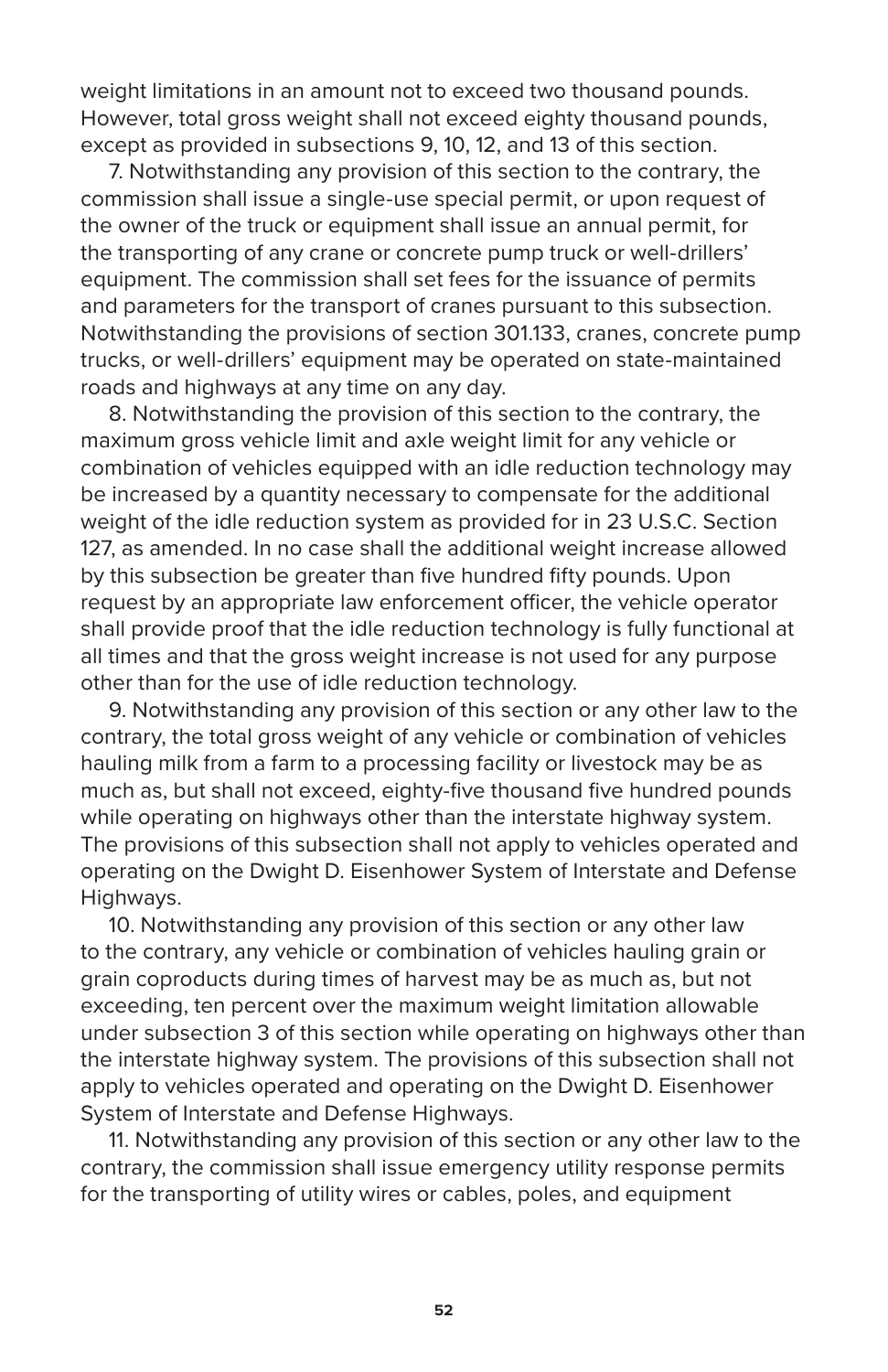weight limitations in an amount not to exceed two thousand pounds. However, total gross weight shall not exceed eighty thousand pounds, except as provided in subsections 9, 10, 12, and 13 of this section.

7. Notwithstanding any provision of this section to the contrary, the commission shall issue a single-use special permit, or upon request of the owner of the truck or equipment shall issue an annual permit, for the transporting of any crane or concrete pump truck or well-drillers' equipment. The commission shall set fees for the issuance of permits and parameters for the transport of cranes pursuant to this subsection. Notwithstanding the provisions of section 301.133, cranes, concrete pump trucks, or well-drillers' equipment may be operated on state-maintained roads and highways at any time on any day.

8. Notwithstanding the provision of this section to the contrary, the maximum gross vehicle limit and axle weight limit for any vehicle or combination of vehicles equipped with an idle reduction technology may be increased by a quantity necessary to compensate for the additional weight of the idle reduction system as provided for in 23 U.S.C. Section 127, as amended. In no case shall the additional weight increase allowed by this subsection be greater than five hundred fifty pounds. Upon request by an appropriate law enforcement officer, the vehicle operator shall provide proof that the idle reduction technology is fully functional at all times and that the gross weight increase is not used for any purpose other than for the use of idle reduction technology.

9. Notwithstanding any provision of this section or any other law to the contrary, the total gross weight of any vehicle or combination of vehicles hauling milk from a farm to a processing facility or livestock may be as much as, but shall not exceed, eighty-five thousand five hundred pounds while operating on highways other than the interstate highway system. The provisions of this subsection shall not apply to vehicles operated and operating on the Dwight D. Eisenhower System of Interstate and Defense Highways.

10. Notwithstanding any provision of this section or any other law to the contrary, any vehicle or combination of vehicles hauling grain or grain coproducts during times of harvest may be as much as, but not exceeding, ten percent over the maximum weight limitation allowable under subsection 3 of this section while operating on highways other than the interstate highway system. The provisions of this subsection shall not apply to vehicles operated and operating on the Dwight D. Eisenhower System of Interstate and Defense Highways.

11. Notwithstanding any provision of this section or any other law to the contrary, the commission shall issue emergency utility response permits for the transporting of utility wires or cables, poles, and equipment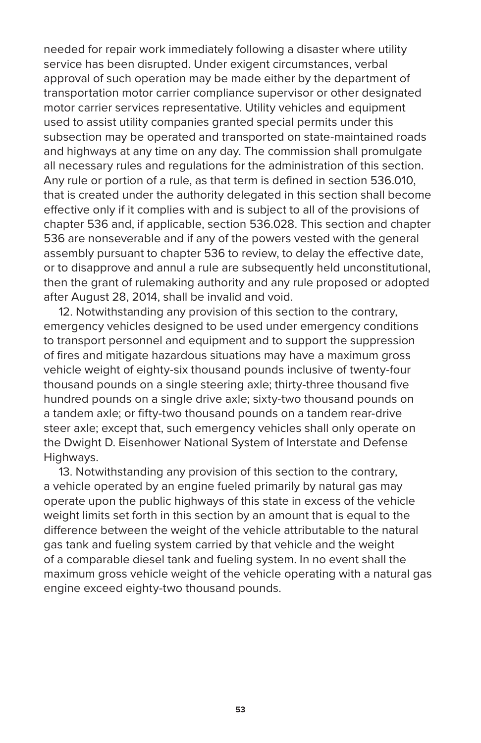needed for repair work immediately following a disaster where utility service has been disrupted. Under exigent circumstances, verbal approval of such operation may be made either by the department of transportation motor carrier compliance supervisor or other designated motor carrier services representative. Utility vehicles and equipment used to assist utility companies granted special permits under this subsection may be operated and transported on state-maintained roads and highways at any time on any day. The commission shall promulgate all necessary rules and regulations for the administration of this section. Any rule or portion of a rule, as that term is defined in section 536.010, that is created under the authority delegated in this section shall become effective only if it complies with and is subject to all of the provisions of chapter 536 and, if applicable, section 536.028. This section and chapter 536 are nonseverable and if any of the powers vested with the general assembly pursuant to chapter 536 to review, to delay the effective date, or to disapprove and annul a rule are subsequently held unconstitutional, then the grant of rulemaking authority and any rule proposed or adopted after August 28, 2014, shall be invalid and void.

12. Notwithstanding any provision of this section to the contrary, emergency vehicles designed to be used under emergency conditions to transport personnel and equipment and to support the suppression of fires and mitigate hazardous situations may have a maximum gross vehicle weight of eighty-six thousand pounds inclusive of twenty-four thousand pounds on a single steering axle; thirty-three thousand five hundred pounds on a single drive axle; sixty-two thousand pounds on a tandem axle; or fifty-two thousand pounds on a tandem rear-drive steer axle; except that, such emergency vehicles shall only operate on the Dwight D. Eisenhower National System of Interstate and Defense Highways.

13. Notwithstanding any provision of this section to the contrary, a vehicle operated by an engine fueled primarily by natural gas may operate upon the public highways of this state in excess of the vehicle weight limits set forth in this section by an amount that is equal to the difference between the weight of the vehicle attributable to the natural gas tank and fueling system carried by that vehicle and the weight of a comparable diesel tank and fueling system. In no event shall the maximum gross vehicle weight of the vehicle operating with a natural gas engine exceed eighty-two thousand pounds.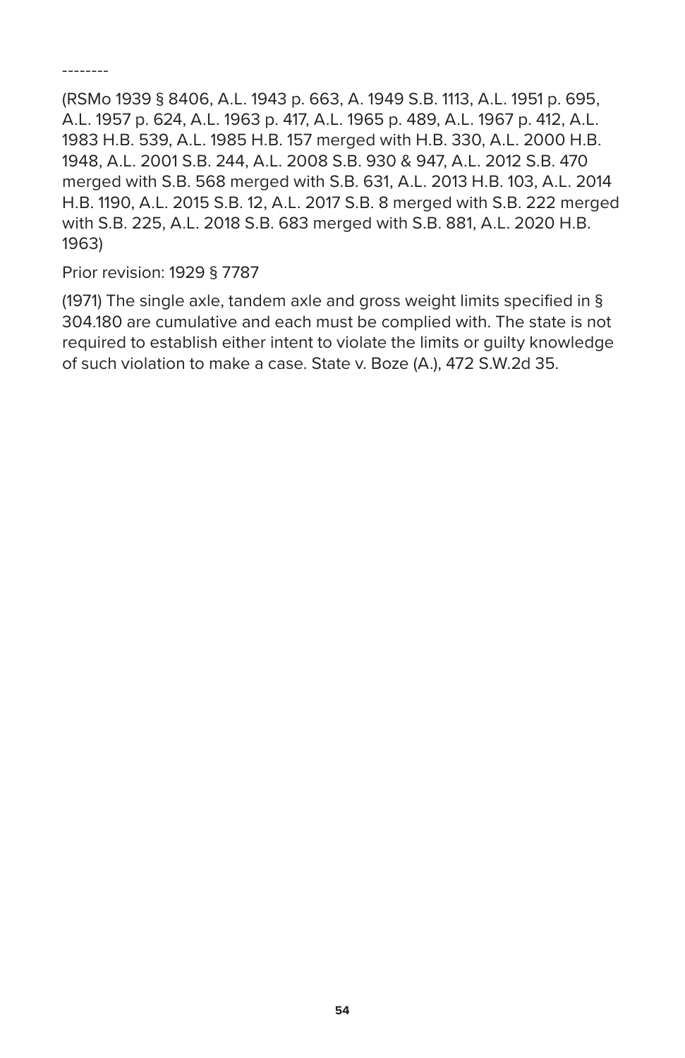--------

(RSMo 1939 § 8406, A.L. 1943 p. 663, A. 1949 S.B. 1113, A.L. 1951 p. 695, A.L. 1957 p. 624, A.L. 1963 p. 417, A.L. 1965 p. 489, A.L. 1967 p. 412, A.L. 1983 H.B. 539, A.L. 1985 H.B. 157 merged with H.B. 330, A.L. 2000 H.B. 1948, A.L. 2001 S.B. 244, A.L. 2008 S.B. 930 & 947, A.L. 2012 S.B. 470 merged with S.B. 568 merged with S.B. 631, A.L. 2013 H.B. 103, A.L. 2014 H.B. 1190, A.L. 2015 S.B. 12, A.L. 2017 S.B. 8 merged with S.B. 222 merged with S.B. 225, A.L. 2018 S.B. 683 merged with S.B. 881, A.L. 2020 H.B. 1963)

Prior revision: 1929 § 7787

(1971) The single axle, tandem axle and gross weight limits specified in § 304.180 are cumulative and each must be complied with. The state is not required to establish either intent to violate the limits or guilty knowledge of such violation to make a case. State v. Boze (A.), 472 S.W.2d 35.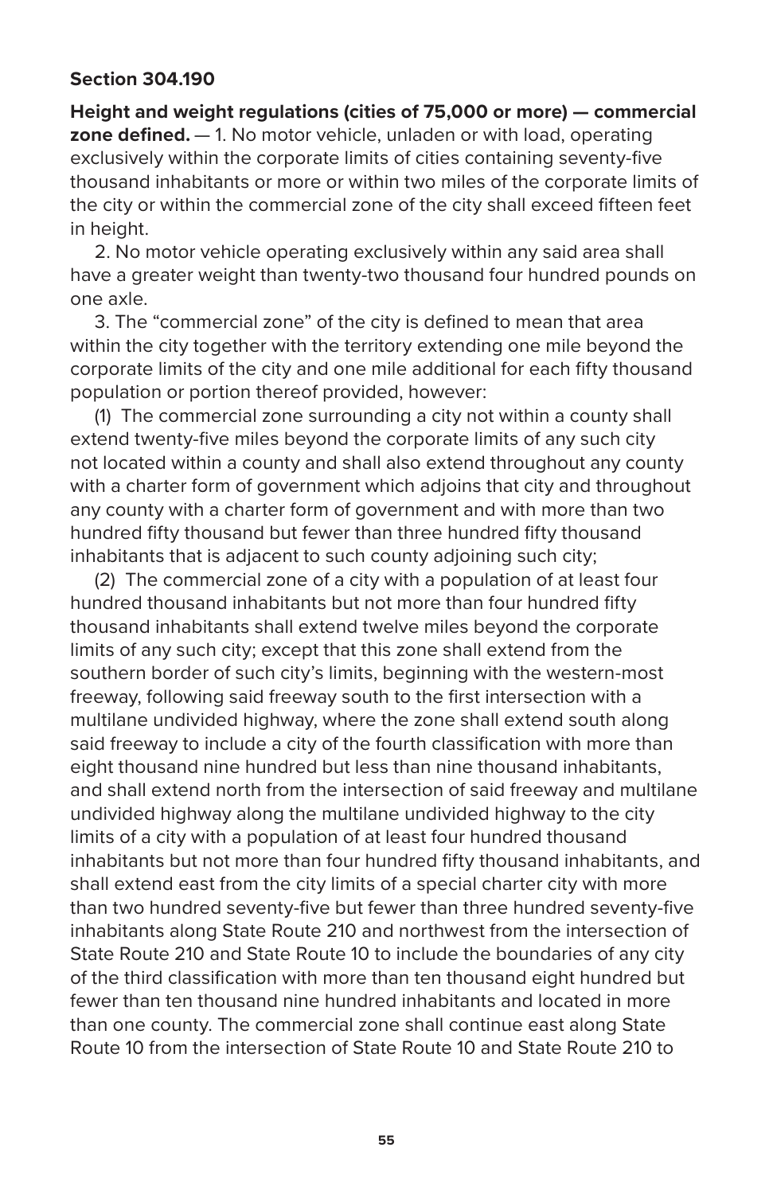### Section 304.190

**Height and weight regulations (cities of 75,000 or more) — commercial zone defined.** — 1. No motor vehicle, unladen or with load, operating exclusively within the corporate limits of cities containing seventy-five thousand inhabitants or more or within two miles of the corporate limits of the city or within the commercial zone of the city shall exceed fifteen feet in height.

2. No motor vehicle operating exclusively within any said area shall have a greater weight than twenty-two thousand four hundred pounds on one axle.

3. The "commercial zone" of the city is defined to mean that area within the city together with the territory extending one mile beyond the corporate limits of the city and one mile additional for each fifty thousand population or portion thereof provided, however:

(1) The commercial zone surrounding a city not within a county shall extend twenty-five miles beyond the corporate limits of any such city not located within a county and shall also extend throughout any county with a charter form of government which adjoins that city and throughout any county with a charter form of government and with more than two hundred fifty thousand but fewer than three hundred fifty thousand inhabitants that is adjacent to such county adjoining such city;

(2) The commercial zone of a city with a population of at least four hundred thousand inhabitants but not more than four hundred fifty thousand inhabitants shall extend twelve miles beyond the corporate limits of any such city; except that this zone shall extend from the southern border of such city's limits, beginning with the western-most freeway, following said freeway south to the first intersection with a multilane undivided highway, where the zone shall extend south along said freeway to include a city of the fourth classification with more than eight thousand nine hundred but less than nine thousand inhabitants, and shall extend north from the intersection of said freeway and multilane undivided highway along the multilane undivided highway to the city limits of a city with a population of at least four hundred thousand inhabitants but not more than four hundred fifty thousand inhabitants, and shall extend east from the city limits of a special charter city with more than two hundred seventy-five but fewer than three hundred seventy-five inhabitants along State Route 210 and northwest from the intersection of State Route 210 and State Route 10 to include the boundaries of any city of the third classification with more than ten thousand eight hundred but fewer than ten thousand nine hundred inhabitants and located in more than one county. The commercial zone shall continue east along State Route 10 from the intersection of State Route 10 and State Route 210 to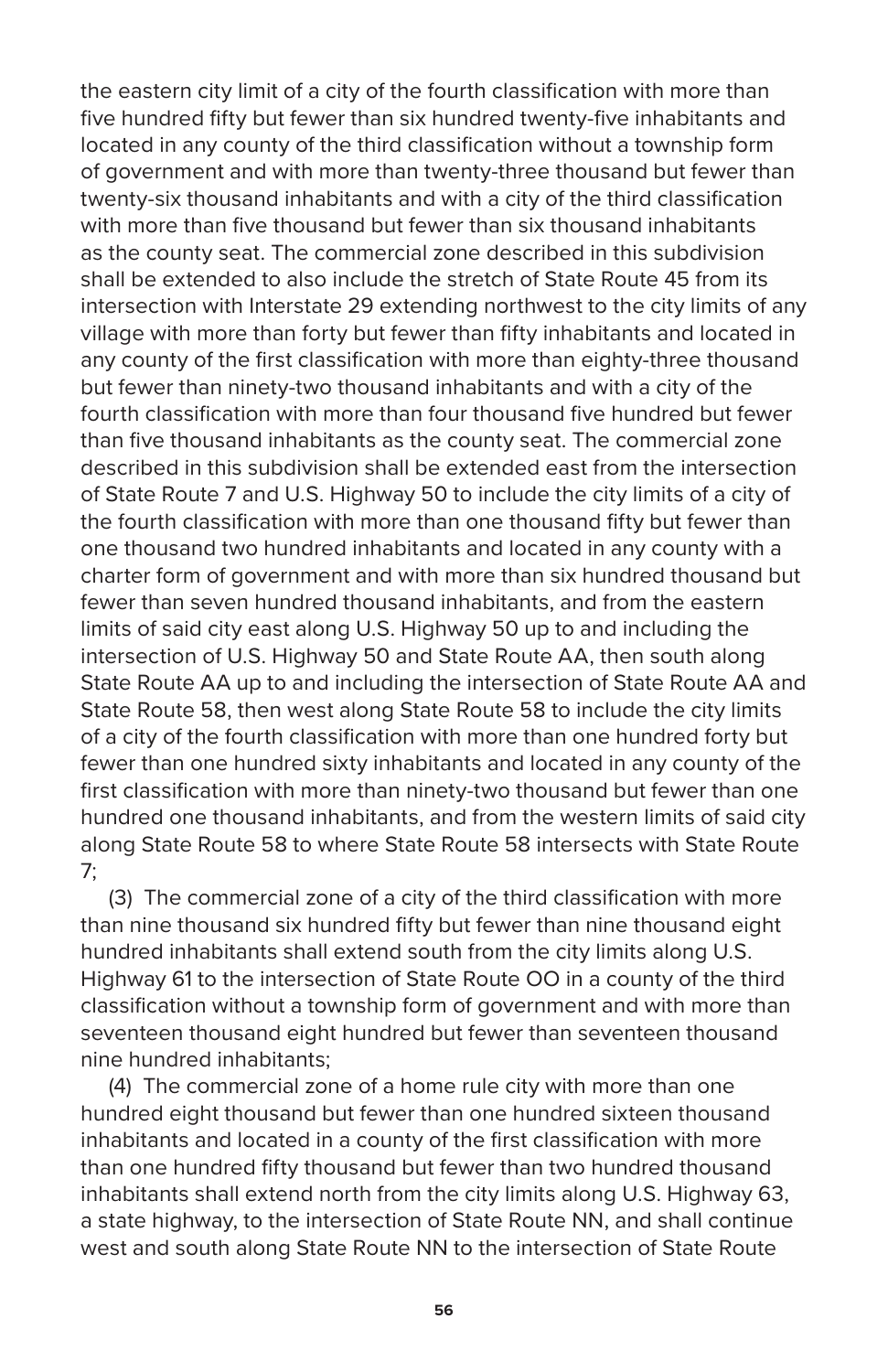the eastern city limit of a city of the fourth classification with more than five hundred fifty but fewer than six hundred twenty-five inhabitants and located in any county of the third classification without a township form of government and with more than twenty-three thousand but fewer than twenty-six thousand inhabitants and with a city of the third classification with more than five thousand but fewer than six thousand inhabitants as the county seat. The commercial zone described in this subdivision shall be extended to also include the stretch of State Route 45 from its intersection with Interstate 29 extending northwest to the city limits of any village with more than forty but fewer than fifty inhabitants and located in any county of the first classification with more than eighty-three thousand but fewer than ninety-two thousand inhabitants and with a city of the fourth classification with more than four thousand five hundred but fewer than five thousand inhabitants as the county seat. The commercial zone described in this subdivision shall be extended east from the intersection of State Route 7 and U.S. Highway 50 to include the city limits of a city of the fourth classification with more than one thousand fifty but fewer than one thousand two hundred inhabitants and located in any county with a charter form of government and with more than six hundred thousand but fewer than seven hundred thousand inhabitants, and from the eastern limits of said city east along U.S. Highway 50 up to and including the intersection of U.S. Highway 50 and State Route AA, then south along State Route AA up to and including the intersection of State Route AA and State Route 58, then west along State Route 58 to include the city limits of a city of the fourth classification with more than one hundred forty but fewer than one hundred sixty inhabitants and located in any county of the first classification with more than ninety-two thousand but fewer than one hundred one thousand inhabitants, and from the western limits of said city along State Route 58 to where State Route 58 intersects with State Route 7;

(3) The commercial zone of a city of the third classification with more than nine thousand six hundred fifty but fewer than nine thousand eight hundred inhabitants shall extend south from the city limits along U.S. Highway 61 to the intersection of State Route OO in a county of the third classification without a township form of government and with more than seventeen thousand eight hundred but fewer than seventeen thousand nine hundred inhabitants;

(4) The commercial zone of a home rule city with more than one hundred eight thousand but fewer than one hundred sixteen thousand inhabitants and located in a county of the first classification with more than one hundred fifty thousand but fewer than two hundred thousand inhabitants shall extend north from the city limits along U.S. Highway 63, a state highway, to the intersection of State Route NN, and shall continue west and south along State Route NN to the intersection of State Route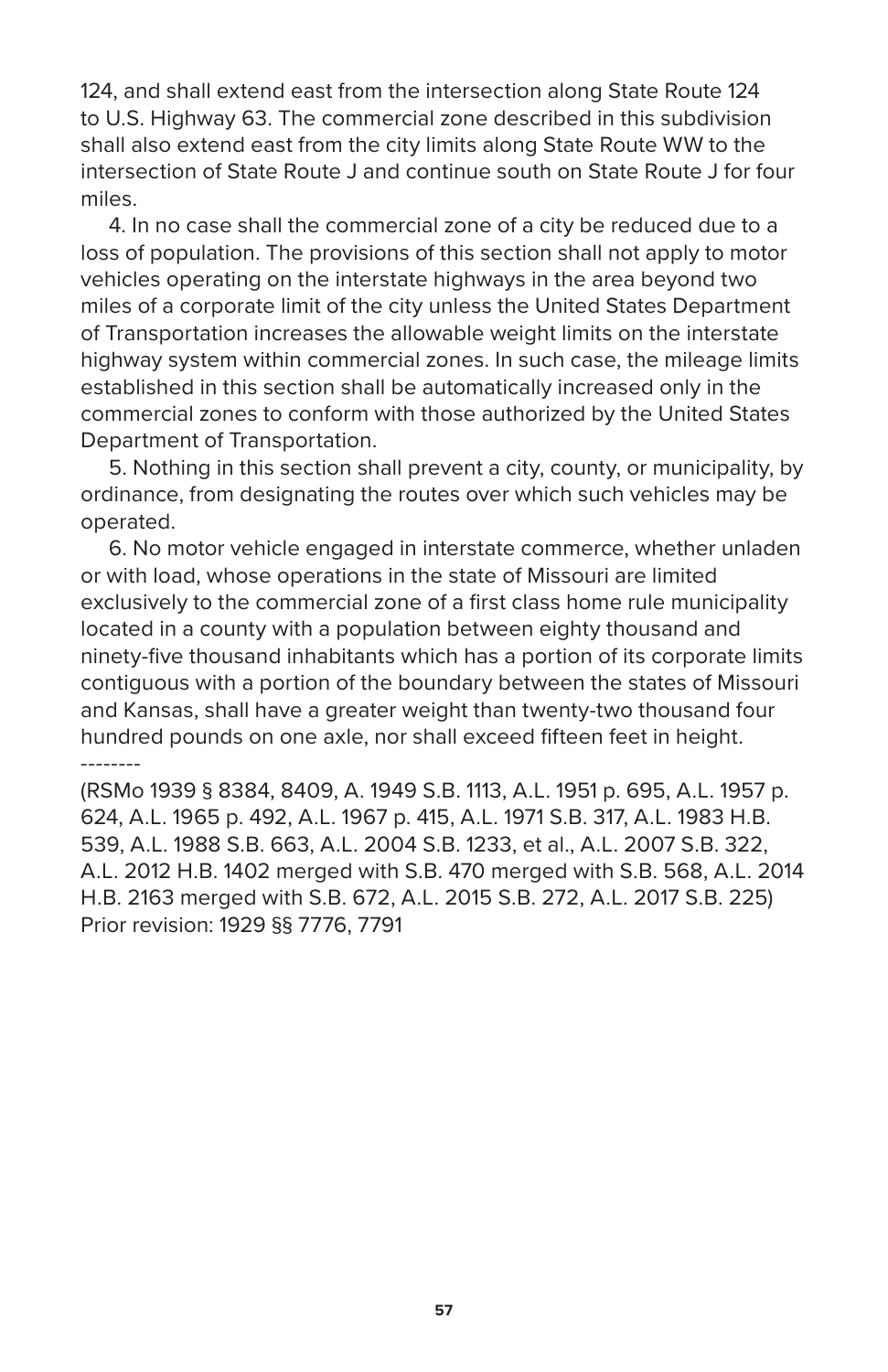124, and shall extend east from the intersection along State Route 124 to U.S. Highway 63. The commercial zone described in this subdivision shall also extend east from the city limits along State Route WW to the intersection of State Route J and continue south on State Route J for four miles.

4. In no case shall the commercial zone of a city be reduced due to a loss of population. The provisions of this section shall not apply to motor vehicles operating on the interstate highways in the area beyond two miles of a corporate limit of the city unless the United States Department of Transportation increases the allowable weight limits on the interstate highway system within commercial zones. In such case, the mileage limits established in this section shall be automatically increased only in the commercial zones to conform with those authorized by the United States Department of Transportation.

5. Nothing in this section shall prevent a city, county, or municipality, by ordinance, from designating the routes over which such vehicles may be operated.

6. No motor vehicle engaged in interstate commerce, whether unladen or with load, whose operations in the state of Missouri are limited exclusively to the commercial zone of a first class home rule municipality located in a county with a population between eighty thousand and ninety-five thousand inhabitants which has a portion of its corporate limits contiguous with a portion of the boundary between the states of Missouri and Kansas, shall have a greater weight than twenty-two thousand four hundred pounds on one axle, nor shall exceed fifteen feet in height.

--------

(RSMo 1939 § 8384, 8409, A. 1949 S.B. 1113, A.L. 1951 p. 695, A.L. 1957 p. 624, A.L. 1965 p. 492, A.L. 1967 p. 415, A.L. 1971 S.B. 317, A.L. 1983 H.B. 539, A.L. 1988 S.B. 663, A.L. 2004 S.B. 1233, et al., A.L. 2007 S.B. 322, A.L. 2012 H.B. 1402 merged with S.B. 470 merged with S.B. 568, A.L. 2014 H.B. 2163 merged with S.B. 672, A.L. 2015 S.B. 272, A.L. 2017 S.B. 225)
Prior revision: 1929 §§ 7776, 7791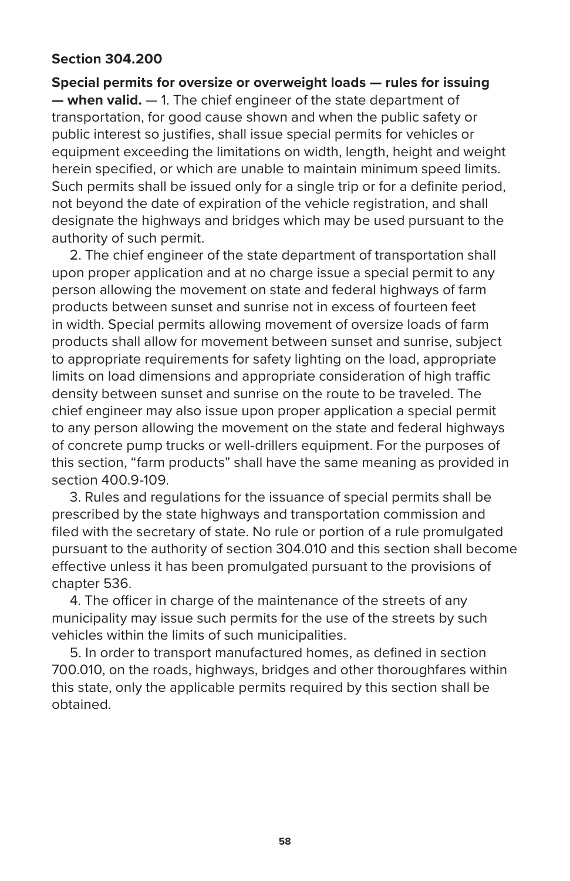**Section 304.200**

**Special permits for oversize or overweight loads — rules for issuing — when valid.** — 1. The chief engineer of the state department of transportation, for good cause shown and when the public safety or public interest so justifies, shall issue special permits for vehicles or equipment exceeding the limitations on width, length, height and weight herein specified, or which are unable to maintain minimum speed limits. Such permits shall be issued only for a single trip or for a definite period, not beyond the date of expiration of the vehicle registration, and shall designate the highways and bridges which may be used pursuant to the authority of such permit.

2. The chief engineer of the state department of transportation shall upon proper application and at no charge issue a special permit to any person allowing the movement on state and federal highways of farm products between sunset and sunrise not in excess of fourteen feet in width. Special permits allowing movement of oversize loads of farm products shall allow for movement between sunset and sunrise, subject to appropriate requirements for safety lighting on the load, appropriate limits on load dimensions and appropriate consideration of high traffic density between sunset and sunrise on the route to be traveled. The chief engineer may also issue upon proper application a special permit to any person allowing the movement on the state and federal highways of concrete pump trucks or well-drillers equipment. For the purposes of this section, "farm products" shall have the same meaning as provided in section 400.9-109.

3. Rules and regulations for the issuance of special permits shall be prescribed by the state highways and transportation commission and filed with the secretary of state. No rule or portion of a rule promulgated pursuant to the authority of section 304.010 and this section shall become effective unless it has been promulgated pursuant to the provisions of chapter 536.

4. The officer in charge of the maintenance of the streets of any municipality may issue such permits for the use of the streets by such vehicles within the limits of such municipalities.

5. In order to transport manufactured homes, as defined in section 700.010, on the roads, highways, bridges and other thoroughfares within this state, only the applicable permits required by this section shall be obtained.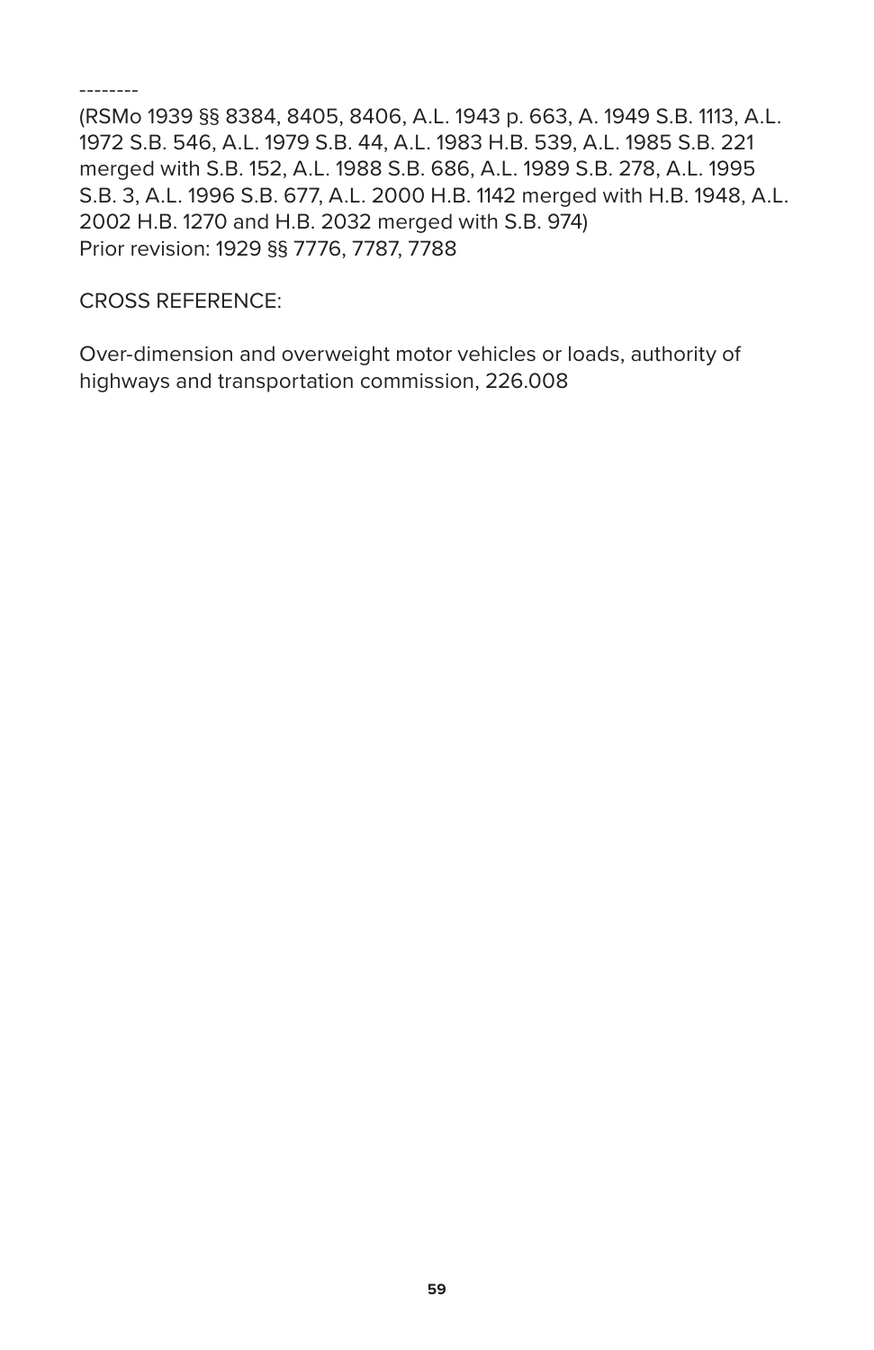--------

(RSMo 1939 §§ 8384, 8405, 8406, A.L. 1943 p. 663, A. 1949 S.B. 1113, A.L. 1972 S.B. 546, A.L. 1979 S.B. 44, A.L. 1983 H.B. 539, A.L. 1985 S.B. 221 merged with S.B. 152, A.L. 1988 S.B. 686, A.L. 1989 S.B. 278, A.L. 1995 S.B. 3, A.L. 1996 S.B. 677, A.L. 2000 H.B. 1142 merged with H.B. 1948, A.L. 2002 H.B. 1270 and H.B. 2032 merged with S.B. 974)
Prior revision: 1929 §§ 7776, 7787, 7788

CROSS REFERENCE:

Over-dimension and overweight motor vehicles or loads, authority of highways and transportation commission, 226.008